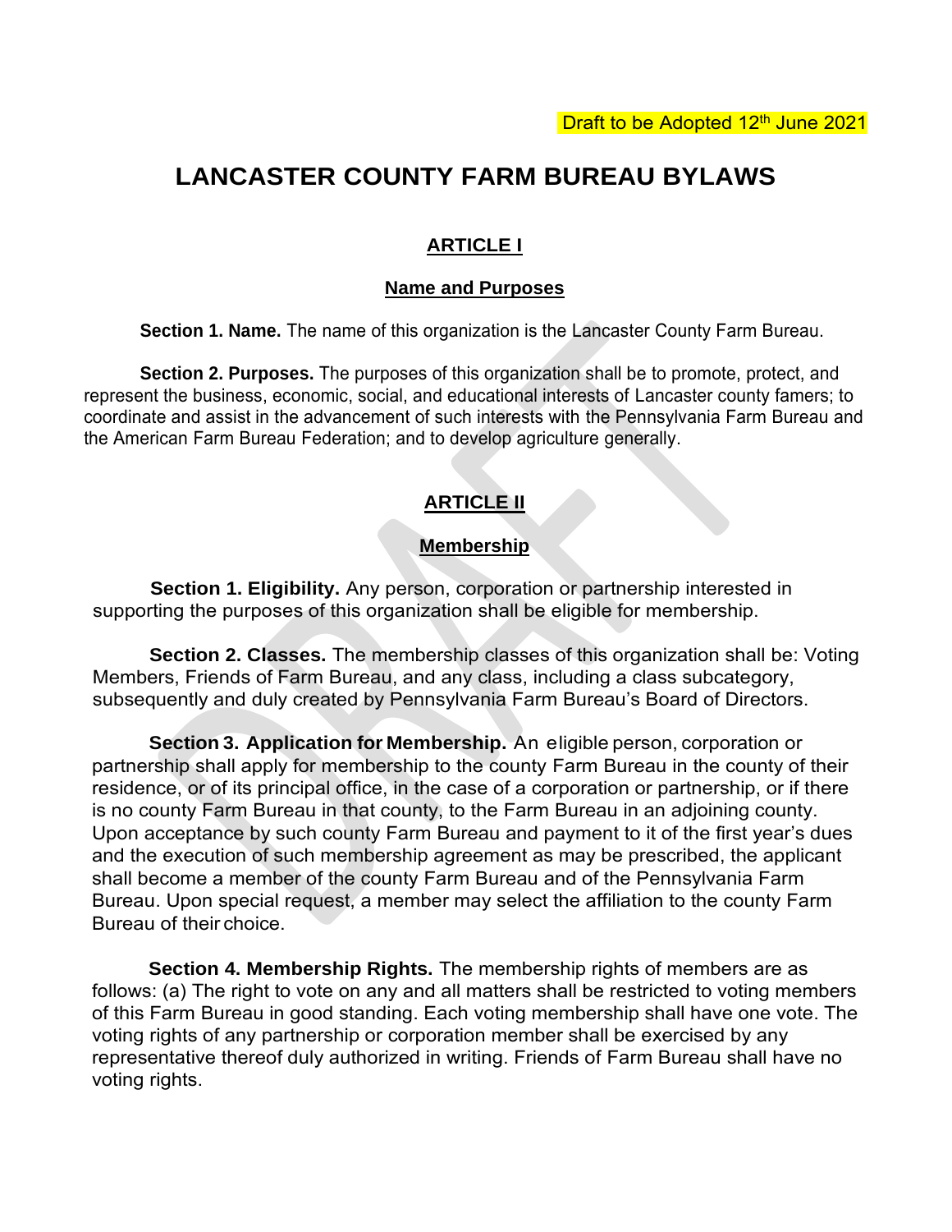Draft to be Adopted 12th June 2021

# LANCASTER COUNTY FARM BUREAU BYLAWS

## ARTICLE I

### Name and Purposes

**Section 1. Name.** The name of this organization is the Lancaster County Farm Bureau.

**Section 2. Purposes.** The purposes of this organization shall be to promote, protect, and represent the business, economic, social, and educational interests of Lancaster county famers; to coordinate and assist in the advancement of such interests with the Pennsylvania Farm Bureau and the American Farm Bureau Federation; and to develop agriculture generally.

## ARTICLE II

### Membership

**Section 1. Eligibility.** Any person, corporation or partnership interested in supporting the purposes of this organization shall be eligible for membership.

**Section 2. Classes.** The membership classes of this organization shall be: Voting Members, Friends of Farm Bureau, and any class, including a class subcategory, subsequently and duly created by Pennsylvania Farm Bureau's Board of Directors.

**Section 3. Application for Membership.** An eligible person, corporation or partnership shall apply for membership to the county Farm Bureau in the county of their residence, or of its principal office, in the case of a corporation or partnership, or if there is no county Farm Bureau in that county, to the Farm Bureau in an adjoining county. Upon acceptance by such county Farm Bureau and payment to it of the first year's dues and the execution of such membership agreement as may be prescribed, the applicant shall become a member of the county Farm Bureau and of the Pennsylvania Farm Bureau. Upon special request, a member may select the affiliation to the county Farm Bureau of their choice.

**Section 4. Membership Rights.** The membership rights of members are as follows: (a) The right to vote on any and all matters shall be restricted to voting members of this Farm Bureau in good standing. Each voting membership shall have one vote. The voting rights of any partnership or corporation member shall be exercised by any representative thereof duly authorized in writing. Friends of Farm Bureau shall have no voting rights.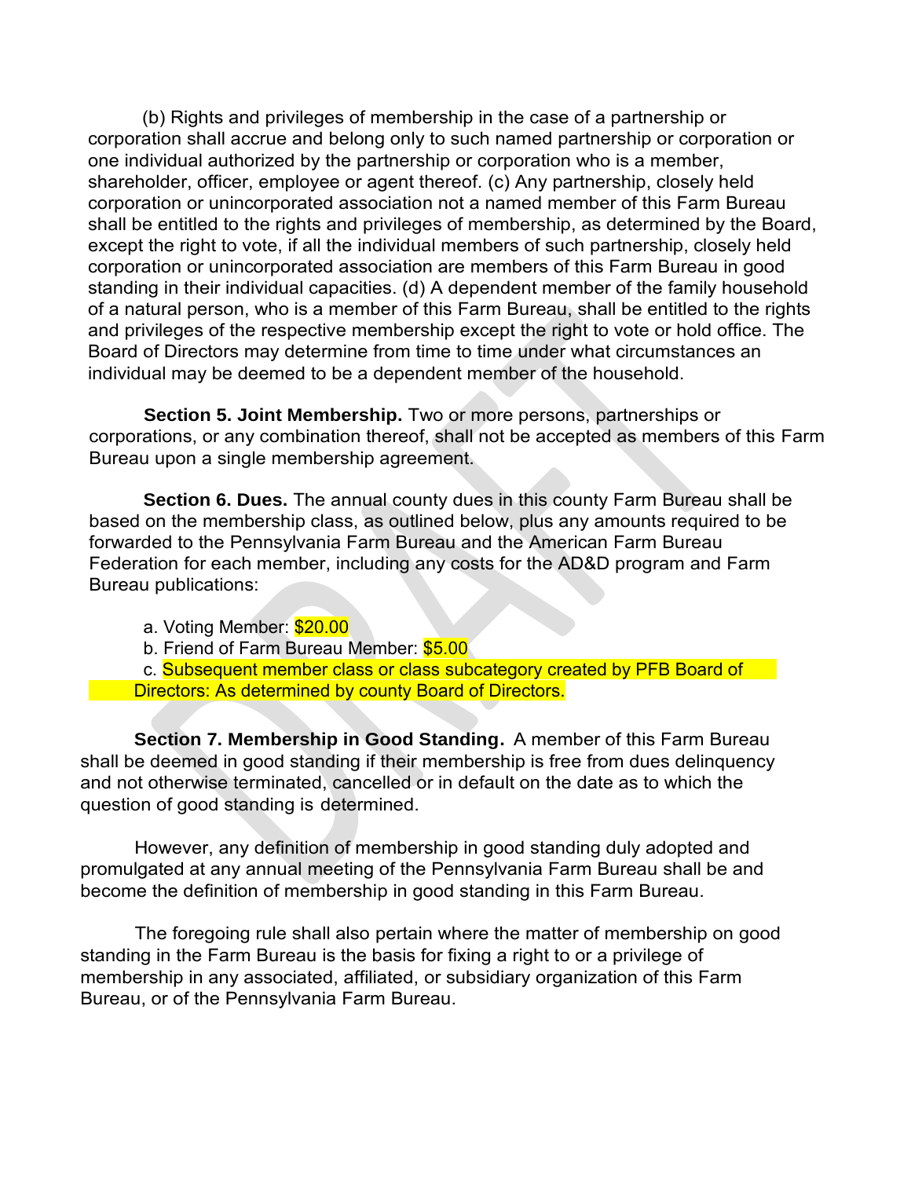(b) Rights and privileges of membership in the case of a partnership or corporation shall accrue and belong only to such named partnership or corporation or one individual authorized by the partnership or corporation who is a member, shareholder, officer, employee or agent thereof. (c) Any partnership, closely held corporation or unincorporated association not a named member of this Farm Bureau shall be entitled to the rights and privileges of membership, as determined by the Board, except the right to vote, if all the individual members of such partnership, closely held corporation or unincorporated association are members of this Farm Bureau in good standing in their individual capacities. (d) A dependent member of the family household of a natural person, who is a member of this Farm Bureau, shall be entitled to the rights and privileges of the respective membership except the right to vote or hold office. The Board of Directors may determine from time to time under what circumstances an individual may be deemed to be a dependent member of the household.

**Section 5. Joint Membership.** Two or more persons, partnerships or corporations, or any combination thereof, shall not be accepted as members of this Farm Bureau upon a single membership agreement.

**Section 6. Dues.** The annual county dues in this county Farm Bureau shall be based on the membership class, as outlined below, plus any amounts required to be forwarded to the Pennsylvania Farm Bureau and the American Farm Bureau Federation for each member, including any costs for the AD&D program and Farm Bureau publications:

a. Voting Member: $20.00
b. Friend of Farm Bureau Member: $5.00
c. Subsequent member class or class subcategory created by PFB Board of Directors: As determined by county Board of Directors.

**Section 7. Membership in Good Standing.** A member of this Farm Bureau shall be deemed in good standing if their membership is free from dues delinquency and not otherwise terminated, cancelled or in default on the date as to which the question of good standing is determined.

However, any definition of membership in good standing duly adopted and promulgated at any annual meeting of the Pennsylvania Farm Bureau shall be and become the definition of membership in good standing in this Farm Bureau.

The foregoing rule shall also pertain where the matter of membership on good standing in the Farm Bureau is the basis for fixing a right to or a privilege of membership in any associated, affiliated, or subsidiary organization of this Farm Bureau, or of the Pennsylvania Farm Bureau.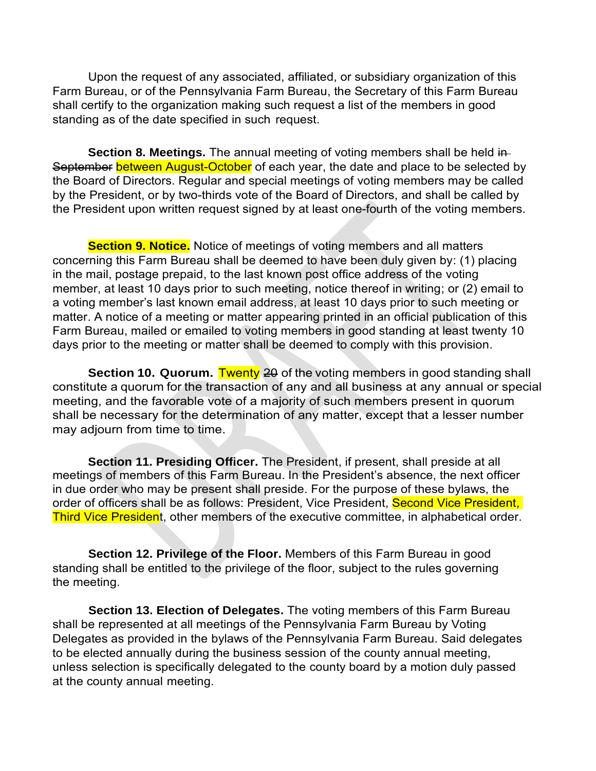Upon the request of any associated, affiliated, or subsidiary organization of this Farm Bureau, or of the Pennsylvania Farm Bureau, the Secretary of this Farm Bureau shall certify to the organization making such request a list of the members in good standing as of the date specified in such request.

**Section 8. Meetings.** The annual meeting of voting members shall be held ~~in September~~ between August-October of each year, the date and place to be selected by the Board of Directors. Regular and special meetings of voting members may be called by the President, or by two-thirds vote of the Board of Directors, and shall be called by the President upon written request signed by at least one-fourth of the voting members.

**Section 9. Notice.** Notice of meetings of voting members and all matters concerning this Farm Bureau shall be deemed to have been duly given by: (1) placing in the mail, postage prepaid, to the last known post office address of the voting member, at least 10 days prior to such meeting, notice thereof in writing; or (2) email to a voting member's last known email address, at least 10 days prior to such meeting or matter. A notice of a meeting or matter appearing printed in an official publication of this Farm Bureau, mailed or emailed to voting members in good standing at least twenty 10 days prior to the meeting or matter shall be deemed to comply with this provision.

**Section 10. Quorum.** Twenty ~~20~~ of the voting members in good standing shall constitute a quorum for the transaction of any and all business at any annual or special meeting, and the favorable vote of a majority of such members present in quorum shall be necessary for the determination of any matter, except that a lesser number may adjourn from time to time.

**Section 11. Presiding Officer.** The President, if present, shall preside at all meetings of members of this Farm Bureau. In the President's absence, the next officer in due order who may be present shall preside. For the purpose of these bylaws, the order of officers shall be as follows: President, Vice President, Second Vice President, Third Vice President, other members of the executive committee, in alphabetical order.

**Section 12. Privilege of the Floor.** Members of this Farm Bureau in good standing shall be entitled to the privilege of the floor, subject to the rules governing the meeting.

**Section 13. Election of Delegates.** The voting members of this Farm Bureau shall be represented at all meetings of the Pennsylvania Farm Bureau by Voting Delegates as provided in the bylaws of the Pennsylvania Farm Bureau. Said delegates to be elected annually during the business session of the county annual meeting, unless selection is specifically delegated to the county board by a motion duly passed at the county annual meeting.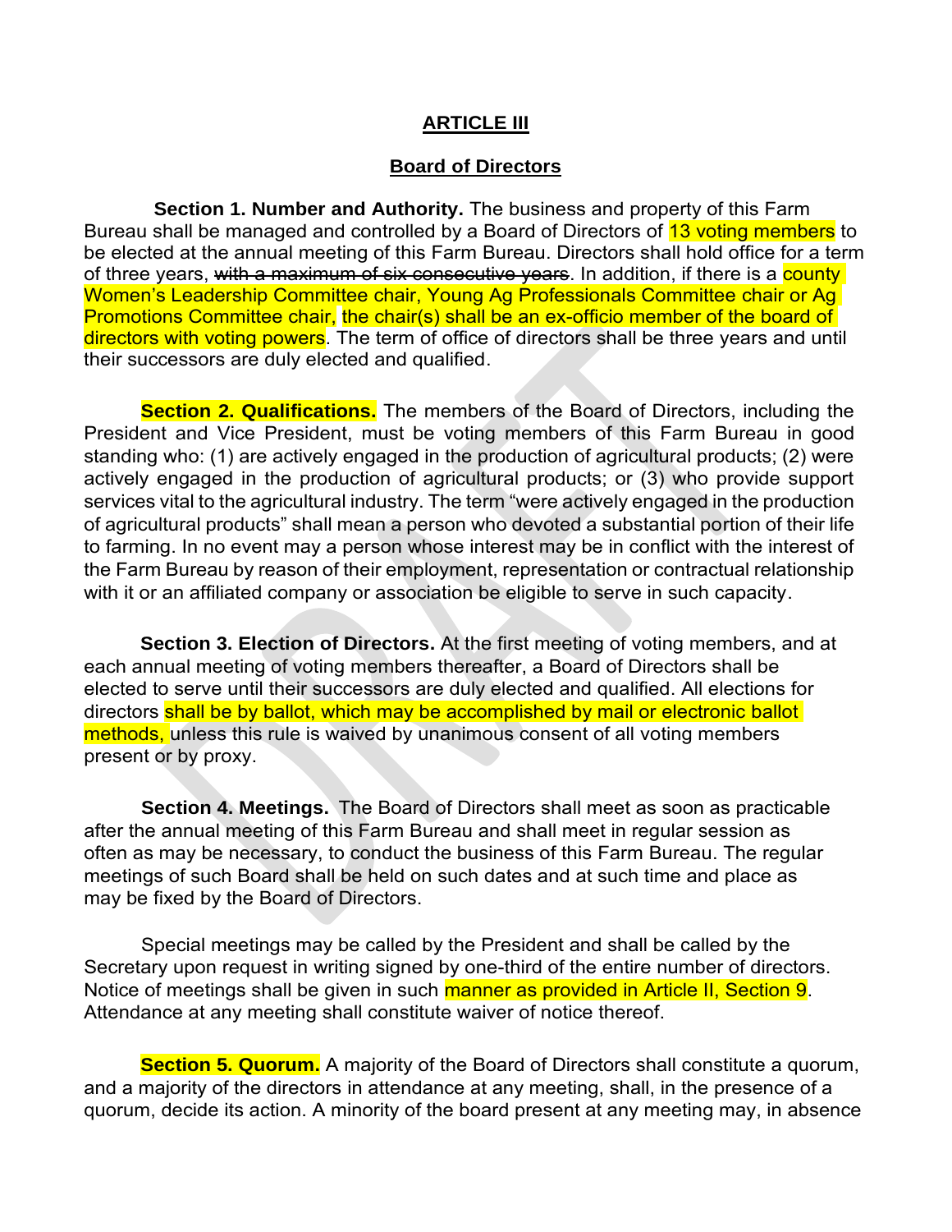## ARTICLE III

## Board of Directors

**Section 1. Number and Authority.** The business and property of this Farm Bureau shall be managed and controlled by a Board of Directors of 13 voting members to be elected at the annual meeting of this Farm Bureau. Directors shall hold office for a term of three years, ~~with a maximum of six consecutive years~~. In addition, if there is a county Women's Leadership Committee chair, Young Ag Professionals Committee chair or Ag Promotions Committee chair, the chair(s) shall be an ex-officio member of the board of directors with voting powers. The term of office of directors shall be three years and until their successors are duly elected and qualified.

**Section 2. Qualifications.** The members of the Board of Directors, including the President and Vice President, must be voting members of this Farm Bureau in good standing who: (1) are actively engaged in the production of agricultural products; (2) were actively engaged in the production of agricultural products; or (3) who provide support services vital to the agricultural industry. The term "were actively engaged in the production of agricultural products" shall mean a person who devoted a substantial portion of their life to farming. In no event may a person whose interest may be in conflict with the interest of the Farm Bureau by reason of their employment, representation or contractual relationship with it or an affiliated company or association be eligible to serve in such capacity.

**Section 3. Election of Directors.** At the first meeting of voting members, and at each annual meeting of voting members thereafter, a Board of Directors shall be elected to serve until their successors are duly elected and qualified. All elections for directors shall be by ballot, which may be accomplished by mail or electronic ballot methods, unless this rule is waived by unanimous consent of all voting members present or by proxy.

**Section 4. Meetings.** The Board of Directors shall meet as soon as practicable after the annual meeting of this Farm Bureau and shall meet in regular session as often as may be necessary, to conduct the business of this Farm Bureau. The regular meetings of such Board shall be held on such dates and at such time and place as may be fixed by the Board of Directors.

Special meetings may be called by the President and shall be called by the Secretary upon request in writing signed by one-third of the entire number of directors. Notice of meetings shall be given in such manner as provided in Article II, Section 9. Attendance at any meeting shall constitute waiver of notice thereof.

**Section 5. Quorum.** A majority of the Board of Directors shall constitute a quorum, and a majority of the directors in attendance at any meeting, shall, in the presence of a quorum, decide its action. A minority of the board present at any meeting may, in absence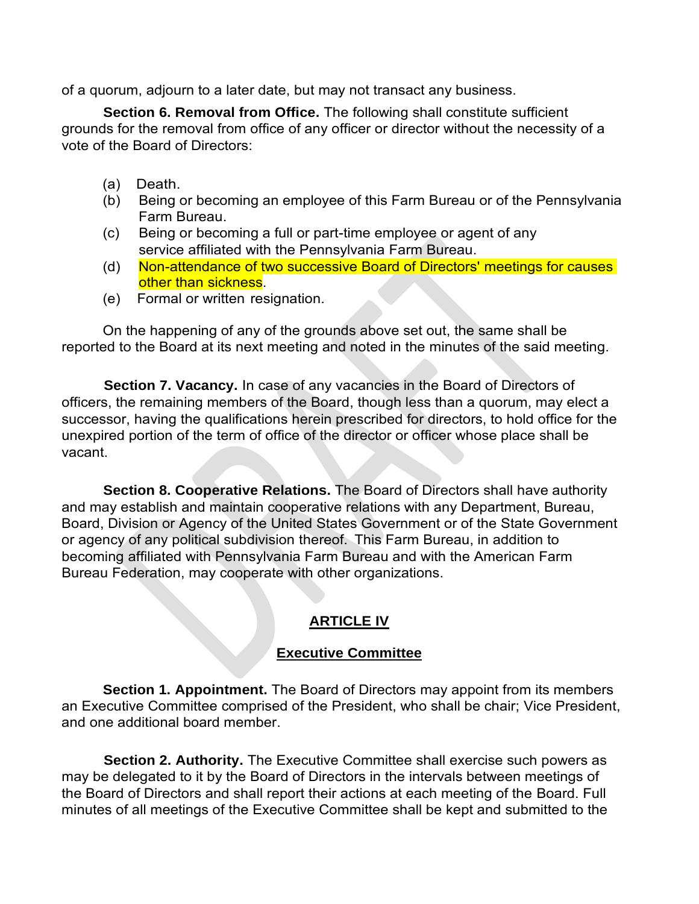of a quorum, adjourn to a later date, but may not transact any business.

**Section 6. Removal from Office.** The following shall constitute sufficient grounds for the removal from office of any officer or director without the necessity of a vote of the Board of Directors:

(a) Death.
(b) Being or becoming an employee of this Farm Bureau or of the Pennsylvania Farm Bureau.
(c) Being or becoming a full or part-time employee or agent of any service affiliated with the Pennsylvania Farm Bureau.
(d) Non-attendance of two successive Board of Directors' meetings for causes other than sickness.
(e) Formal or written resignation.

On the happening of any of the grounds above set out, the same shall be reported to the Board at its next meeting and noted in the minutes of the said meeting.

**Section 7. Vacancy.** In case of any vacancies in the Board of Directors of officers, the remaining members of the Board, though less than a quorum, may elect a successor, having the qualifications herein prescribed for directors, to hold office for the unexpired portion of the term of office of the director or officer whose place shall be vacant.

**Section 8. Cooperative Relations.** The Board of Directors shall have authority and may establish and maintain cooperative relations with any Department, Bureau, Board, Division or Agency of the United States Government or of the State Government or agency of any political subdivision thereof. This Farm Bureau, in addition to becoming affiliated with Pennsylvania Farm Bureau and with the American Farm Bureau Federation, may cooperate with other organizations.

## ARTICLE IV

## Executive Committee

**Section 1. Appointment.** The Board of Directors may appoint from its members an Executive Committee comprised of the President, who shall be chair; Vice President, and one additional board member.

**Section 2. Authority.** The Executive Committee shall exercise such powers as may be delegated to it by the Board of Directors in the intervals between meetings of the Board of Directors and shall report their actions at each meeting of the Board. Full minutes of all meetings of the Executive Committee shall be kept and submitted to the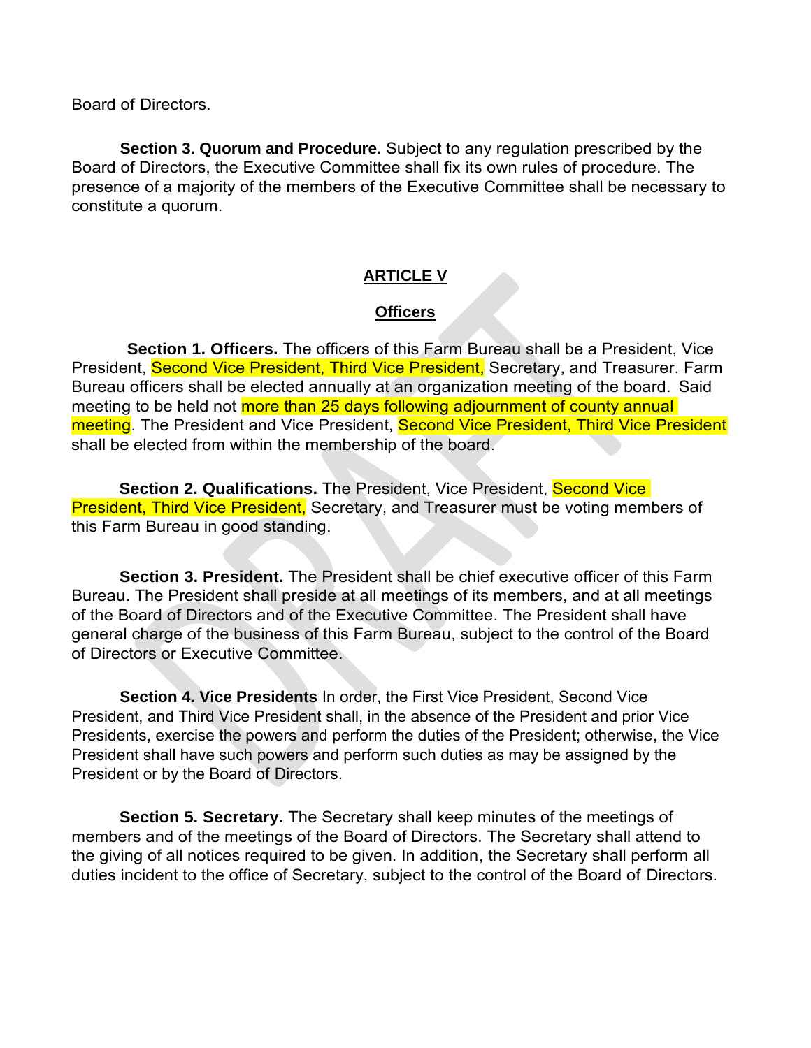Board of Directors.

**Section 3. Quorum and Procedure.** Subject to any regulation prescribed by the Board of Directors, the Executive Committee shall fix its own rules of procedure. The presence of a majority of the members of the Executive Committee shall be necessary to constitute a quorum.

## ARTICLE V

## Officers

**Section 1. Officers.** The officers of this Farm Bureau shall be a President, Vice President, Second Vice President, Third Vice President, Secretary, and Treasurer. Farm Bureau officers shall be elected annually at an organization meeting of the board. Said meeting to be held not more than 25 days following adjournment of county annual meeting. The President and Vice President, Second Vice President, Third Vice President shall be elected from within the membership of the board.

**Section 2. Qualifications.** The President, Vice President, Second Vice President, Third Vice President, Secretary, and Treasurer must be voting members of this Farm Bureau in good standing.

**Section 3. President.** The President shall be chief executive officer of this Farm Bureau. The President shall preside at all meetings of its members, and at all meetings of the Board of Directors and of the Executive Committee. The President shall have general charge of the business of this Farm Bureau, subject to the control of the Board of Directors or Executive Committee.

**Section 4. Vice Presidents** In order, the First Vice President, Second Vice President, and Third Vice President shall, in the absence of the President and prior Vice Presidents, exercise the powers and perform the duties of the President; otherwise, the Vice President shall have such powers and perform such duties as may be assigned by the President or by the Board of Directors.

**Section 5. Secretary.** The Secretary shall keep minutes of the meetings of members and of the meetings of the Board of Directors. The Secretary shall attend to the giving of all notices required to be given. In addition, the Secretary shall perform all duties incident to the office of Secretary, subject to the control of the Board of Directors.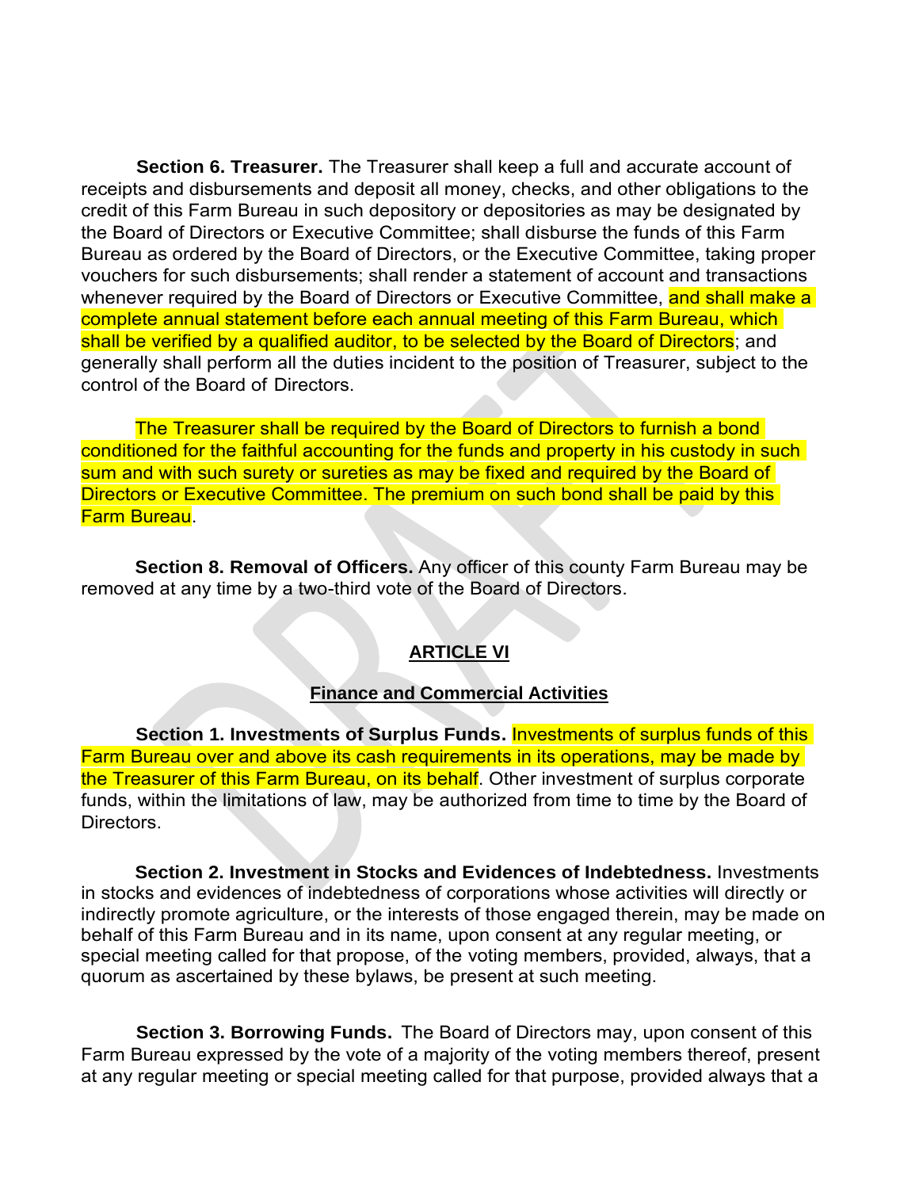**Section 6. Treasurer.** The Treasurer shall keep a full and accurate account of receipts and disbursements and deposit all money, checks, and other obligations to the credit of this Farm Bureau in such depository or depositories as may be designated by the Board of Directors or Executive Committee; shall disburse the funds of this Farm Bureau as ordered by the Board of Directors, or the Executive Committee, taking proper vouchers for such disbursements; shall render a statement of account and transactions whenever required by the Board of Directors or Executive Committee, and shall make a complete annual statement before each annual meeting of this Farm Bureau, which shall be verified by a qualified auditor, to be selected by the Board of Directors; and generally shall perform all the duties incident to the position of Treasurer, subject to the control of the Board of Directors.

The Treasurer shall be required by the Board of Directors to furnish a bond conditioned for the faithful accounting for the funds and property in his custody in such sum and with such surety or sureties as may be fixed and required by the Board of Directors or Executive Committee. The premium on such bond shall be paid by this Farm Bureau.

**Section 8. Removal of Officers.** Any officer of this county Farm Bureau may be removed at any time by a two-third vote of the Board of Directors.

## ARTICLE VI

### Finance and Commercial Activities

**Section 1. Investments of Surplus Funds.** Investments of surplus funds of this Farm Bureau over and above its cash requirements in its operations, may be made by the Treasurer of this Farm Bureau, on its behalf. Other investment of surplus corporate funds, within the limitations of law, may be authorized from time to time by the Board of Directors.

**Section 2. Investment in Stocks and Evidences of Indebtedness.** Investments in stocks and evidences of indebtedness of corporations whose activities will directly or indirectly promote agriculture, or the interests of those engaged therein, may be made on behalf of this Farm Bureau and in its name, upon consent at any regular meeting, or special meeting called for that propose, of the voting members, provided, always, that a quorum as ascertained by these bylaws, be present at such meeting.

**Section 3. Borrowing Funds.** The Board of Directors may, upon consent of this Farm Bureau expressed by the vote of a majority of the voting members thereof, present at any regular meeting or special meeting called for that purpose, provided always that a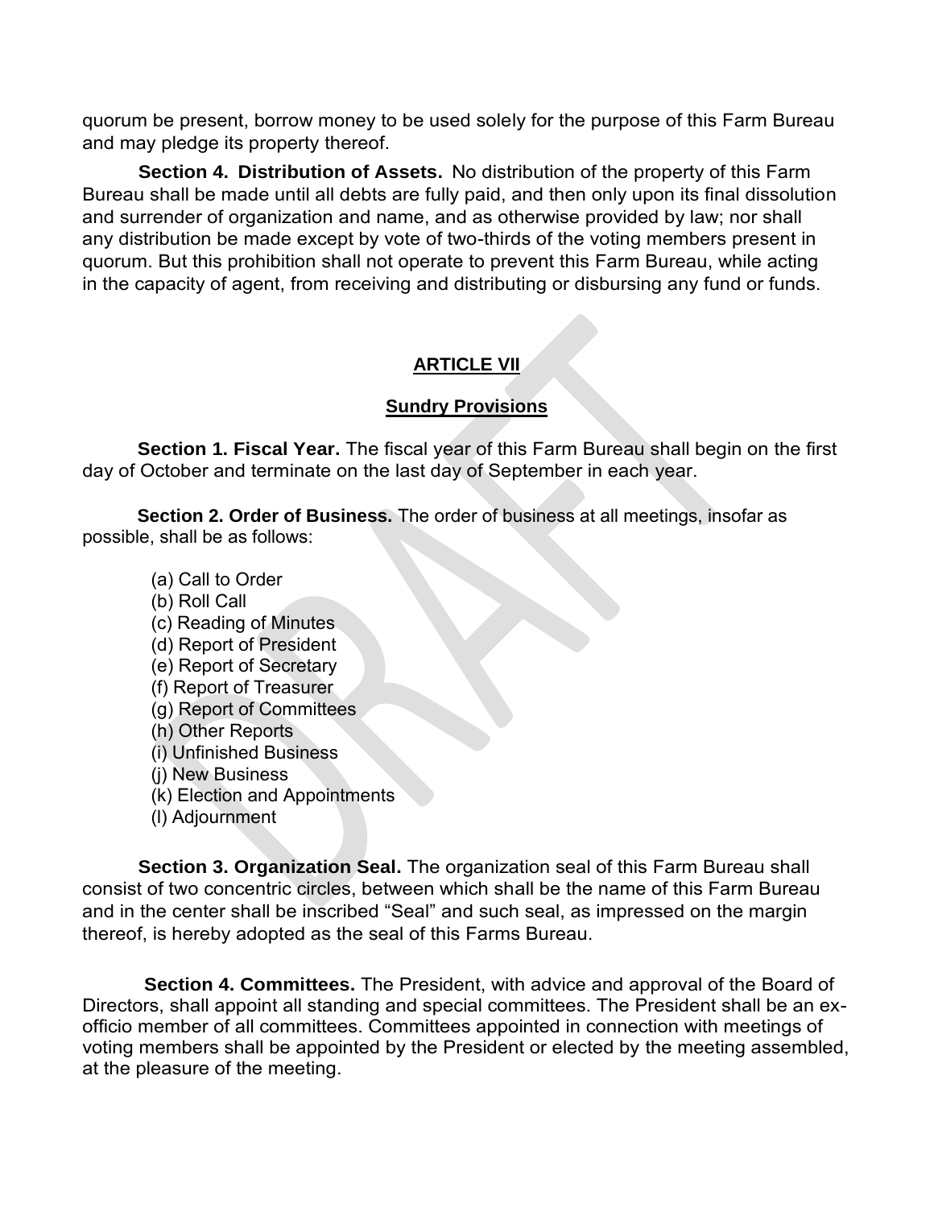quorum be present, borrow money to be used solely for the purpose of this Farm Bureau and may pledge its property thereof.

**Section 4. Distribution of Assets.** No distribution of the property of this Farm Bureau shall be made until all debts are fully paid, and then only upon its final dissolution and surrender of organization and name, and as otherwise provided by law; nor shall any distribution be made except by vote of two-thirds of the voting members present in quorum. But this prohibition shall not operate to prevent this Farm Bureau, while acting in the capacity of agent, from receiving and distributing or disbursing any fund or funds.

## ARTICLE VII

### Sundry Provisions

**Section 1. Fiscal Year.** The fiscal year of this Farm Bureau shall begin on the first day of October and terminate on the last day of September in each year.

**Section 2. Order of Business.** The order of business at all meetings, insofar as possible, shall be as follows:

(a) Call to Order
(b) Roll Call
(c) Reading of Minutes
(d) Report of President
(e) Report of Secretary
(f) Report of Treasurer
(g) Report of Committees
(h) Other Reports
(i) Unfinished Business
(j) New Business
(k) Election and Appointments
(l) Adjournment

**Section 3. Organization Seal.** The organization seal of this Farm Bureau shall consist of two concentric circles, between which shall be the name of this Farm Bureau and in the center shall be inscribed "Seal" and such seal, as impressed on the margin thereof, is hereby adopted as the seal of this Farms Bureau.

**Section 4. Committees.** The President, with advice and approval of the Board of Directors, shall appoint all standing and special committees. The President shall be an ex-officio member of all committees. Committees appointed in connection with meetings of voting members shall be appointed by the President or elected by the meeting assembled, at the pleasure of the meeting.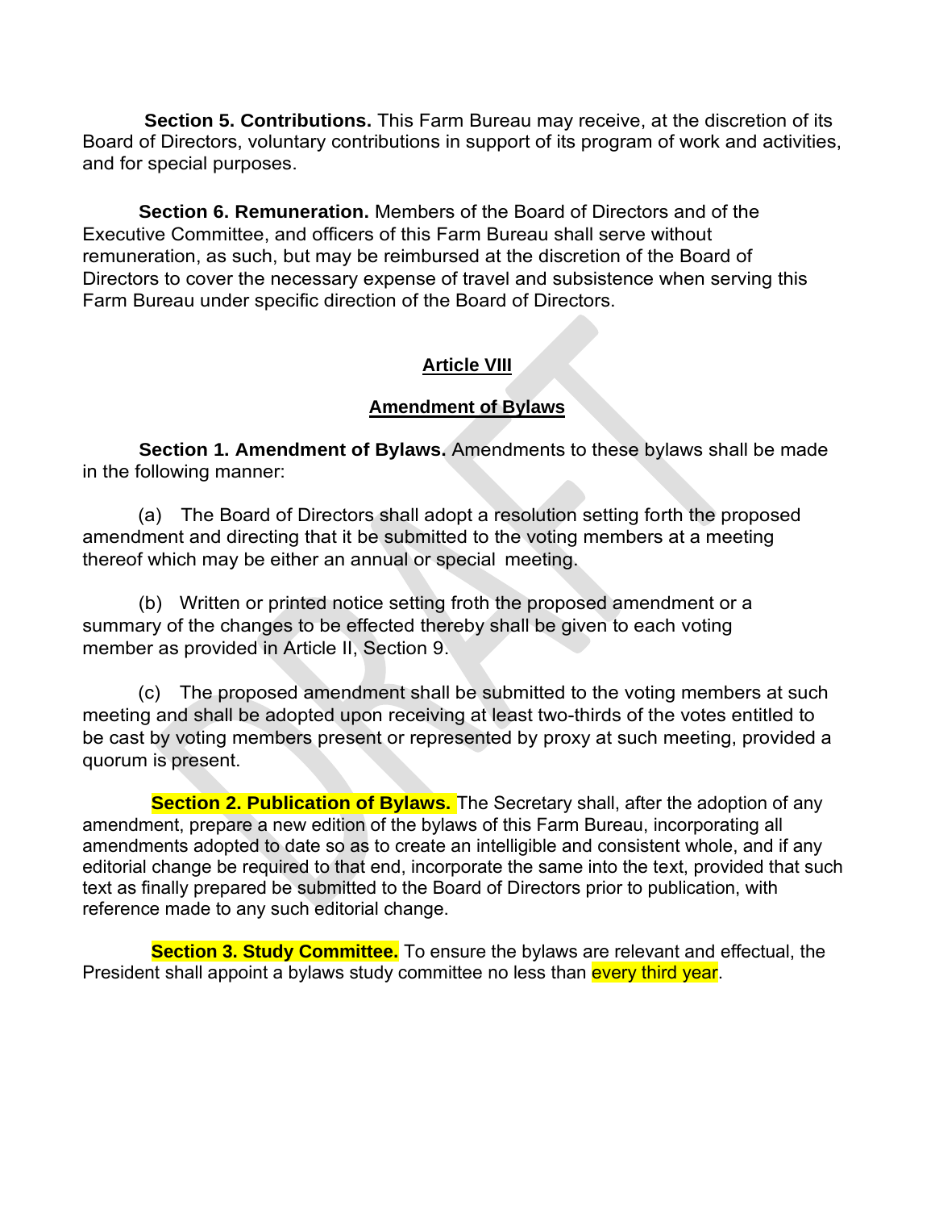**Section 5. Contributions.** This Farm Bureau may receive, at the discretion of its Board of Directors, voluntary contributions in support of its program of work and activities, and for special purposes.

**Section 6. Remuneration.** Members of the Board of Directors and of the Executive Committee, and officers of this Farm Bureau shall serve without remuneration, as such, but may be reimbursed at the discretion of the Board of Directors to cover the necessary expense of travel and subsistence when serving this Farm Bureau under specific direction of the Board of Directors.

## Article VIII

## Amendment of Bylaws

**Section 1. Amendment of Bylaws.** Amendments to these bylaws shall be made in the following manner:

(a) The Board of Directors shall adopt a resolution setting forth the proposed amendment and directing that it be submitted to the voting members at a meeting thereof which may be either an annual or special meeting.

(b) Written or printed notice setting froth the proposed amendment or a summary of the changes to be effected thereby shall be given to each voting member as provided in Article II, Section 9.

(c) The proposed amendment shall be submitted to the voting members at such meeting and shall be adopted upon receiving at least two-thirds of the votes entitled to be cast by voting members present or represented by proxy at such meeting, provided a quorum is present.

**Section 2. Publication of Bylaws.** The Secretary shall, after the adoption of any amendment, prepare a new edition of the bylaws of this Farm Bureau, incorporating all amendments adopted to date so as to create an intelligible and consistent whole, and if any editorial change be required to that end, incorporate the same into the text, provided that such text as finally prepared be submitted to the Board of Directors prior to publication, with reference made to any such editorial change.

**Section 3. Study Committee.** To ensure the bylaws are relevant and effectual, the President shall appoint a bylaws study committee no less than every third year.